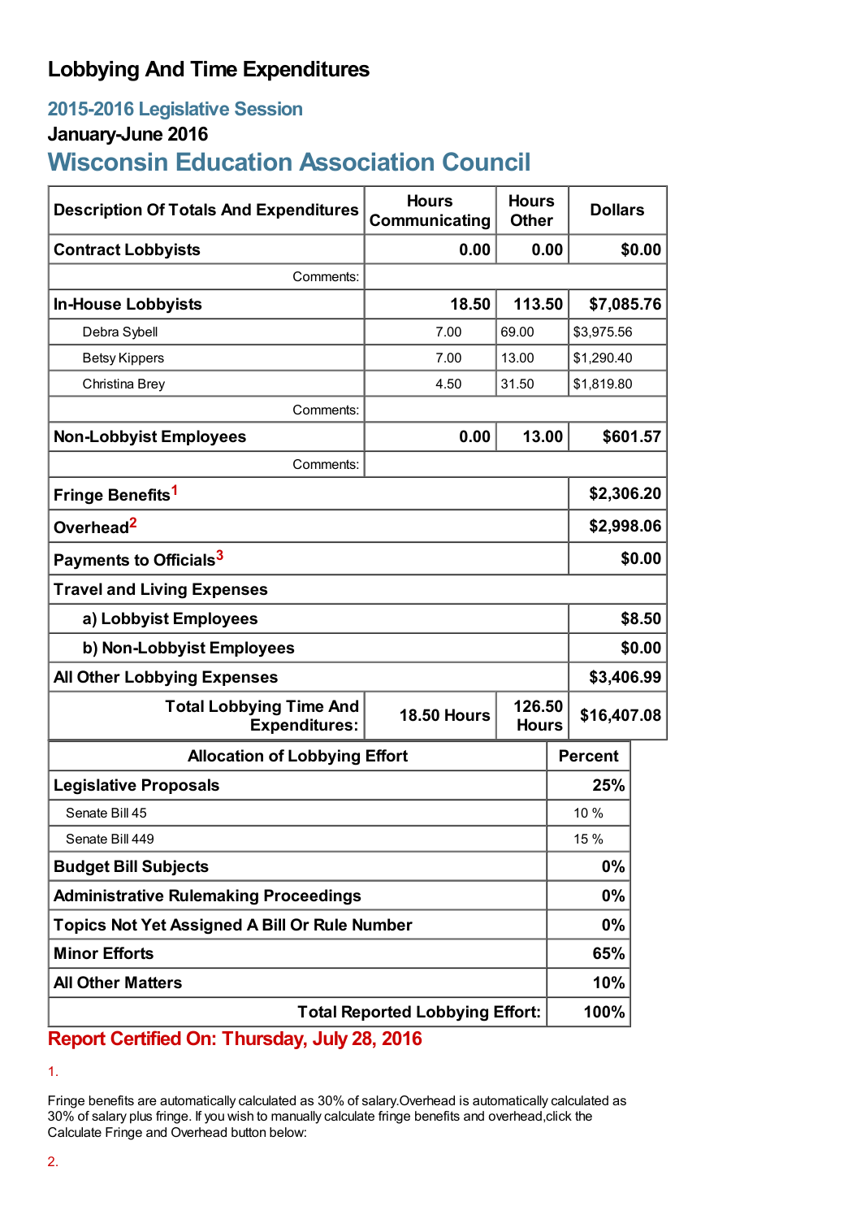# Lobbying And Time Expenditures

## 2015-2016 Legislative Session

### January-June 2016

## Wisconsin Education Association Council

| Description Of Totals And Expenditures | Hours Communicating | Hours Other | Dollars |
|---|---|---|---|
| **Contract Lobbyists** | **0.00** | **0.00** | **$0.00** |
| Comments: | | | |
| **In-House Lobbyists** | **18.50** | **113.50** | **$7,085.76** |
| Debra Sybell | 7.00 | 69.00 | $3,975.56 |
| Betsy Kippers | 7.00 | 13.00 | $1,290.40 |
| Christina Brey | 4.50 | 31.50 | $1,819.80 |
| Comments: | | | |
| **Non-Lobbyist Employees** | **0.00** | **13.00** | **$601.57** |
| Comments: | | | |
| **Fringe Benefits**[1] | | | **$2,306.20** |
| **Overhead**[2] | | | **$2,998.06** |
| **Payments to Officials**[3] | | | **$0.00** |
| **Travel and Living Expenses** | | | |
| **a) Lobbyist Employees** | | | **$8.50** |
| **b) Non-Lobbyist Employees** | | | **$0.00** |
| **All Other Lobbying Expenses** | | | **$3,406.99** |
| **Total Lobbying Time And Expenditures:** | **18.50 Hours** | **126.50 Hours** | **$16,407.08** |

| Allocation of Lobbying Effort | Percent |
|---|---|
| **Legislative Proposals** | **25%** |
| Senate Bill 45 | 10 % |
| Senate Bill 449 | 15 % |
| **Budget Bill Subjects** | **0%** |
| **Administrative Rulemaking Proceedings** | **0%** |
| **Topics Not Yet Assigned A Bill Or Rule Number** | **0%** |
| **Minor Efforts** | **65%** |
| **All Other Matters** | **10%** |
| **Total Reported Lobbying Effort:** | **100%** |

**Report Certified On: Thursday, July 28, 2016**

1.

Fringe benefits are automatically calculated as 30% of salary.Overhead is automatically calculated as 30% of salary plus fringe. If you wish to manually calculate fringe benefits and overhead,click the Calculate Fringe and Overhead button below:

2.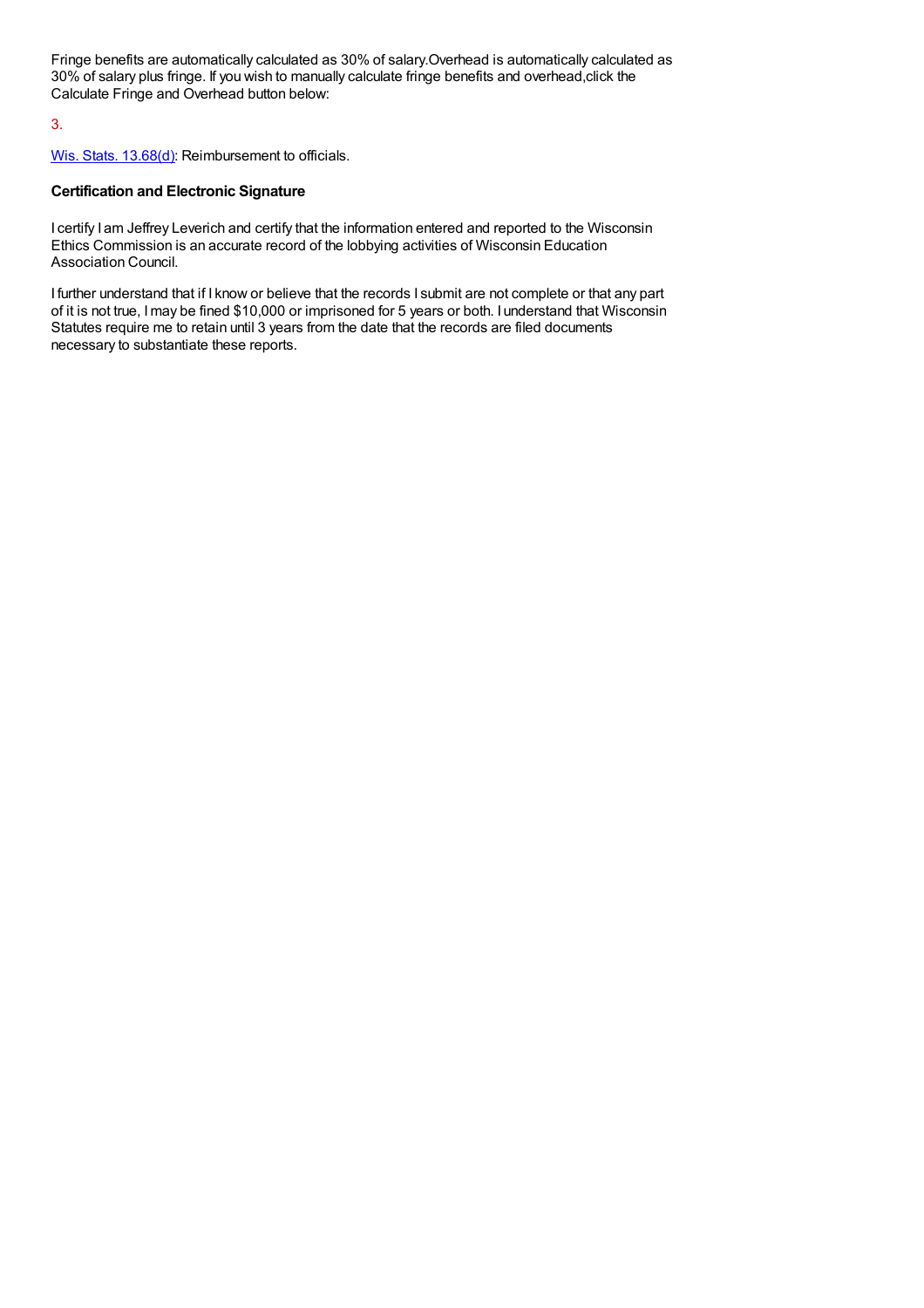Fringe benefits are automatically calculated as 30% of salary.Overhead is automatically calculated as 30% of salary plus fringe. If you wish to manually calculate fringe benefits and overhead,click the Calculate Fringe and Overhead button below:

3.

Wis. Stats. 13.68(d): Reimbursement to officials.

**Certification and Electronic Signature**

I certify I am Jeffrey Leverich and certify that the information entered and reported to the Wisconsin Ethics Commission is an accurate record of the lobbying activities of Wisconsin Education Association Council.

I further understand that if I know or believe that the records I submit are not complete or that any part of it is not true, I may be fined $10,000 or imprisoned for 5 years or both. I understand that Wisconsin Statutes require me to retain until 3 years from the date that the records are filed documents necessary to substantiate these reports.